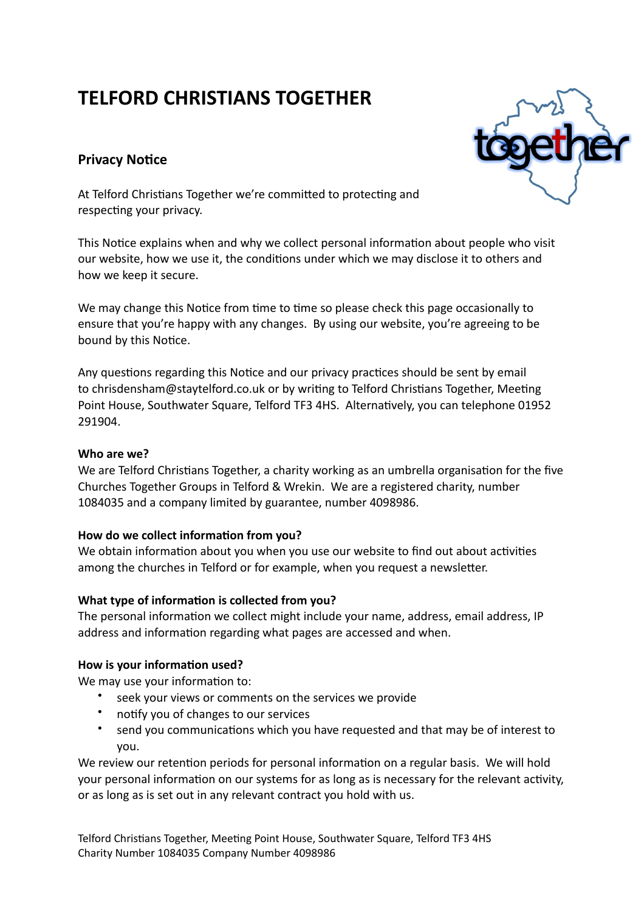# TELFORD CHRISTIANS TOGETHER

## Privacy Notice

At Telford Christians Together we're committed to protecting and respecting your privacy.

This Notice explains when and why we collect personal information about people who visit our website, how we use it, the conditions under which we may disclose it to others and how we keep it secure.

We may change this Notice from time to time so please check this page occasionally to ensure that you're happy with any changes. By using our website, you're agreeing to be bound by this Notice.

Any questions regarding this Notice and our privacy practices should be sent by email to chrisdensham@staytelford.co.uk or by writing to Telford Christians Together, Meeting Point House, Southwater Square, Telford TF3 4HS. Alternatively, you can telephone 01952 291904.

### Who are we?

We are Telford Christians Together, a charity working as an umbrella organisation for the five Churches Together Groups in Telford & Wrekin. We are a registered charity, number 1084035 and a company limited by guarantee, number 4098986.

### How do we collect information from you?

We obtain information about you when you use our website to find out about activities among the churches in Telford or for example, when you request a newsletter.

### What type of information is collected from you?

The personal information we collect might include your name, address, email address, IP address and information regarding what pages are accessed and when.

### How is your information used?

We may use your information to:

- seek your views or comments on the services we provide
- notify you of changes to our services
- send you communications which you have requested and that may be of interest to you.

We review our retention periods for personal information on a regular basis. We will hold your personal information on our systems for as long as is necessary for the relevant activity, or as long as is set out in any relevant contract you hold with us.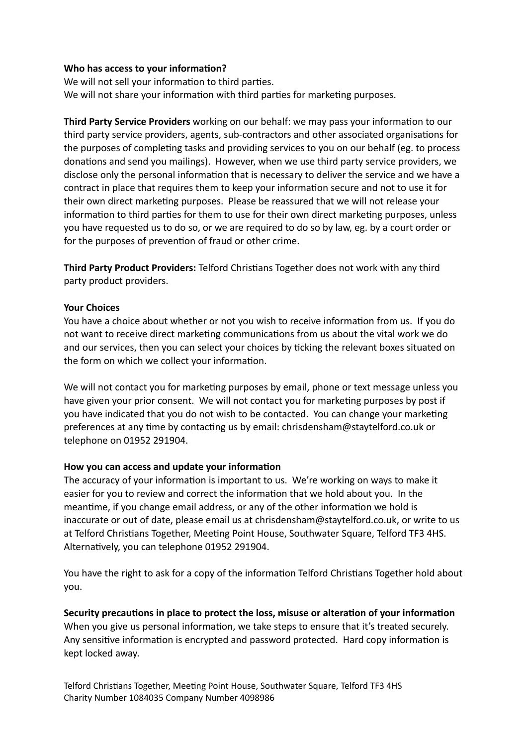**Who has access to your information?**

We will not sell your information to third parties.

We will not share your information with third parties for marketing purposes.

**Third Party Service Providers** working on our behalf: we may pass your information to our third party service providers, agents, sub-contractors and other associated organisations for the purposes of completing tasks and providing services to you on our behalf (eg. to process donations and send you mailings). However, when we use third party service providers, we disclose only the personal information that is necessary to deliver the service and we have a contract in place that requires them to keep your information secure and not to use it for their own direct marketing purposes. Please be reassured that we will not release your information to third parties for them to use for their own direct marketing purposes, unless you have requested us to do so, or we are required to do so by law, eg. by a court order or for the purposes of prevention of fraud or other crime.

**Third Party Product Providers:** Telford Christians Together does not work with any third party product providers.

**Your Choices**

You have a choice about whether or not you wish to receive information from us. If you do not want to receive direct marketing communications from us about the vital work we do and our services, then you can select your choices by ticking the relevant boxes situated on the form on which we collect your information.

We will not contact you for marketing purposes by email, phone or text message unless you have given your prior consent. We will not contact you for marketing purposes by post if you have indicated that you do not wish to be contacted. You can change your marketing preferences at any time by contacting us by email: chrisdensham@staytelford.co.uk or telephone on 01952 291904.

**How you can access and update your information**

The accuracy of your information is important to us. We're working on ways to make it easier for you to review and correct the information that we hold about you. In the meantime, if you change email address, or any of the other information we hold is inaccurate or out of date, please email us at chrisdensham@staytelford.co.uk, or write to us at Telford Christians Together, Meeting Point House, Southwater Square, Telford TF3 4HS. Alternatively, you can telephone 01952 291904.

You have the right to ask for a copy of the information Telford Christians Together hold about you.

**Security precautions in place to protect the loss, misuse or alteration of your information**

When you give us personal information, we take steps to ensure that it's treated securely. Any sensitive information is encrypted and password protected. Hard copy information is kept locked away.

Telford Christians Together, Meeting Point House, Southwater Square, Telford TF3 4HS
Charity Number 1084035 Company Number 4098986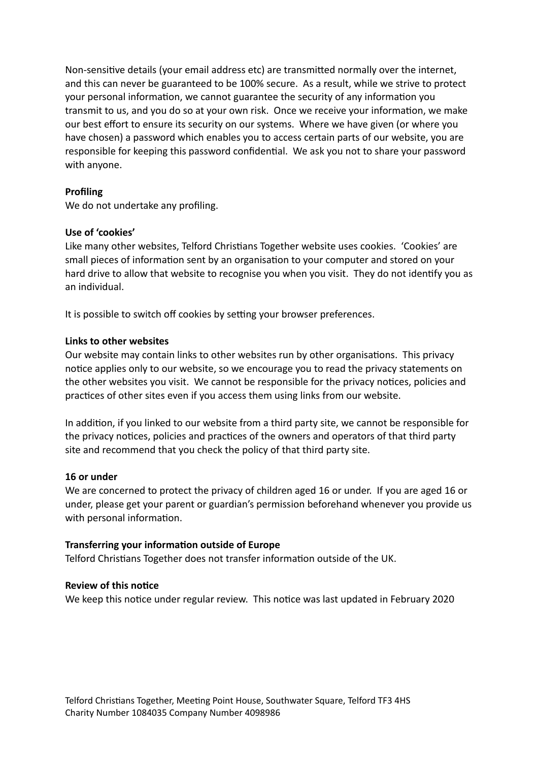Non-sensitive details (your email address etc) are transmitted normally over the internet, and this can never be guaranteed to be 100% secure. As a result, while we strive to protect your personal information, we cannot guarantee the security of any information you transmit to us, and you do so at your own risk. Once we receive your information, we make our best effort to ensure its security on our systems. Where we have given (or where you have chosen) a password which enables you to access certain parts of our website, you are responsible for keeping this password confidential. We ask you not to share your password with anyone.

**Profiling**

We do not undertake any profiling.

**Use of 'cookies'**

Like many other websites, Telford Christians Together website uses cookies. 'Cookies' are small pieces of information sent by an organisation to your computer and stored on your hard drive to allow that website to recognise you when you visit. They do not identify you as an individual.

It is possible to switch off cookies by setting your browser preferences.

**Links to other websites**

Our website may contain links to other websites run by other organisations. This privacy notice applies only to our website, so we encourage you to read the privacy statements on the other websites you visit. We cannot be responsible for the privacy notices, policies and practices of other sites even if you access them using links from our website.

In addition, if you linked to our website from a third party site, we cannot be responsible for the privacy notices, policies and practices of the owners and operators of that third party site and recommend that you check the policy of that third party site.

**16 or under**

We are concerned to protect the privacy of children aged 16 or under. If you are aged 16 or under, please get your parent or guardian's permission beforehand whenever you provide us with personal information.

**Transferring your information outside of Europe**

Telford Christians Together does not transfer information outside of the UK.

**Review of this notice**

We keep this notice under regular review. This notice was last updated in February 2020

Telford Christians Together, Meeting Point House, Southwater Square, Telford TF3 4HS
Charity Number 1084035 Company Number 4098986